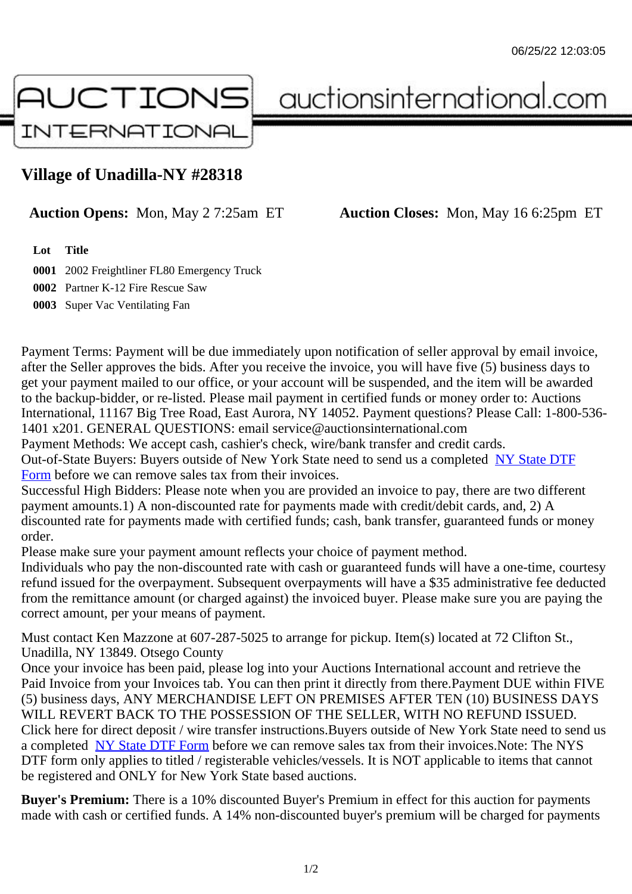# Village of Unadilla-NY #28318

**Auction Opens:** Mon, May 2 7:25am ET **Auction Closes:** Mon, May 16 6:25pm ET

| Lot | Title |
|---|---|
| 0001 | 2002 Freightliner FL80 Emergency Truck |
| 0002 | Partner K-12 Fire Rescue Saw |
| 0003 | Super Vac Ventilating Fan |

Payment Terms: Payment will be due immediately upon notification of seller approval by email invoice, after the Seller approves the bids. After you receive the invoice, you will have five (5) business days to get your payment mailed to our office, or your account will be suspended, and the item will be awarded to the backup-bidder, or re-listed. Please mail payment in certified funds or money order to: Auctions International, 11167 Big Tree Road, East Aurora, NY 14052. Payment questions? Please Call: 1-800-536-1401 x201. GENERAL QUESTIONS: email service@auctionsinternational.com
Payment Methods: We accept cash, cashier's check, wire/bank transfer and credit cards.
Out-of-State Buyers: Buyers outside of New York State need to send us a completed NY State DTF Form before we can remove sales tax from their invoices.
Successful High Bidders: Please note when you are provided an invoice to pay, there are two different payment amounts.1) A non-discounted rate for payments made with credit/debit cards, and, 2) A discounted rate for payments made with certified funds; cash, bank transfer, guaranteed funds or money order.
Please make sure your payment amount reflects your choice of payment method.
Individuals who pay the non-discounted rate with cash or guaranteed funds will have a one-time, courtesy refund issued for the overpayment. Subsequent overpayments will have a $35 administrative fee deducted from the remittance amount (or charged against) the invoiced buyer. Please make sure you are paying the correct amount, per your means of payment.

Must contact Ken Mazzone at 607-287-5025 to arrange for pickup. Item(s) located at 72 Clifton St., Unadilla, NY 13849. Otsego County
Once your invoice has been paid, please log into your Auctions International account and retrieve the Paid Invoice from your Invoices tab. You can then print it directly from there.Payment DUE within FIVE (5) business days, ANY MERCHANDISE LEFT ON PREMISES AFTER TEN (10) BUSINESS DAYS WILL REVERT BACK TO THE POSSESSION OF THE SELLER, WITH NO REFUND ISSUED. Click here for direct deposit / wire transfer instructions.Buyers outside of New York State need to send us a completed NY State DTF Form before we can remove sales tax from their invoices.Note: The NYS DTF form only applies to titled / registerable vehicles/vessels. It is NOT applicable to items that cannot be registered and ONLY for New York State based auctions.

**Buyer's Premium:** There is a 10% discounted Buyer's Premium in effect for this auction for payments made with cash or certified funds. A 14% non-discounted buyer's premium will be charged for payments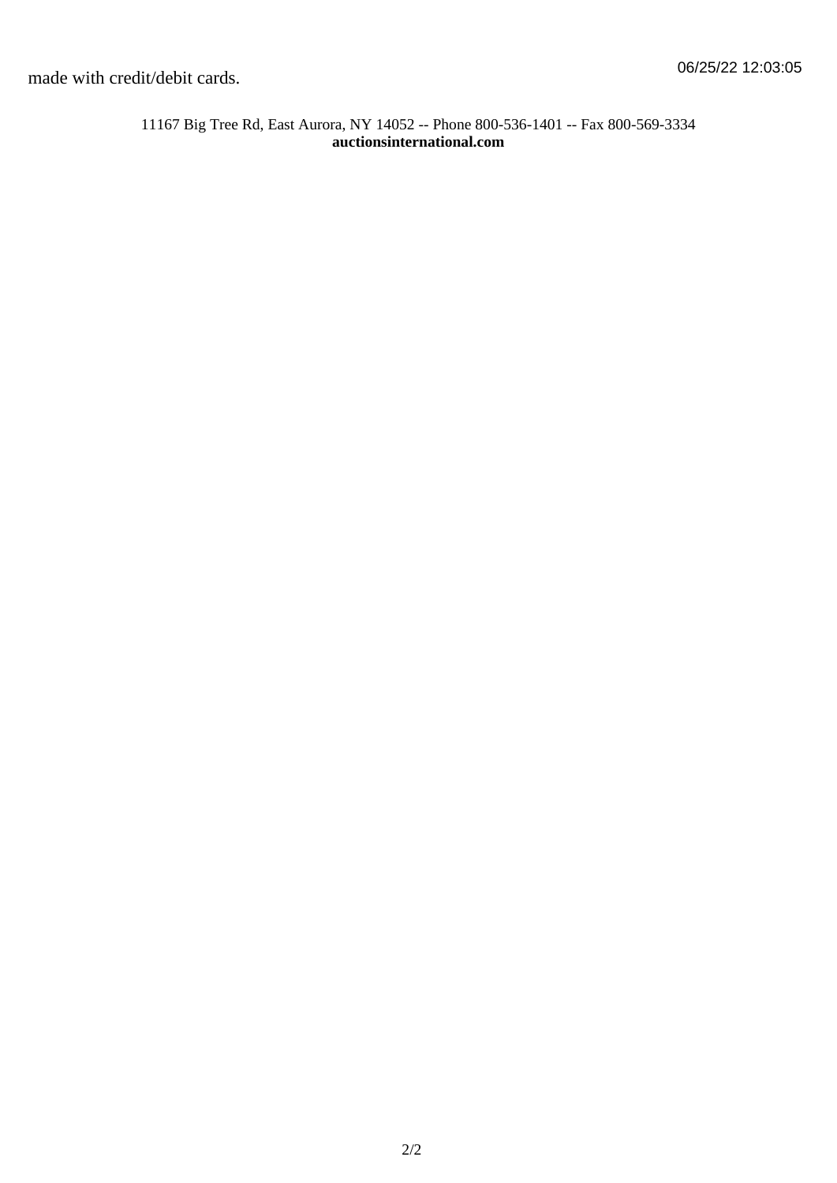made with credit/debit cards.

11167 Big Tree Rd, East Aurora, NY 14052 -- Phone 800-536-1401 -- Fax 800-569-3334
**auctionsinternational.com**